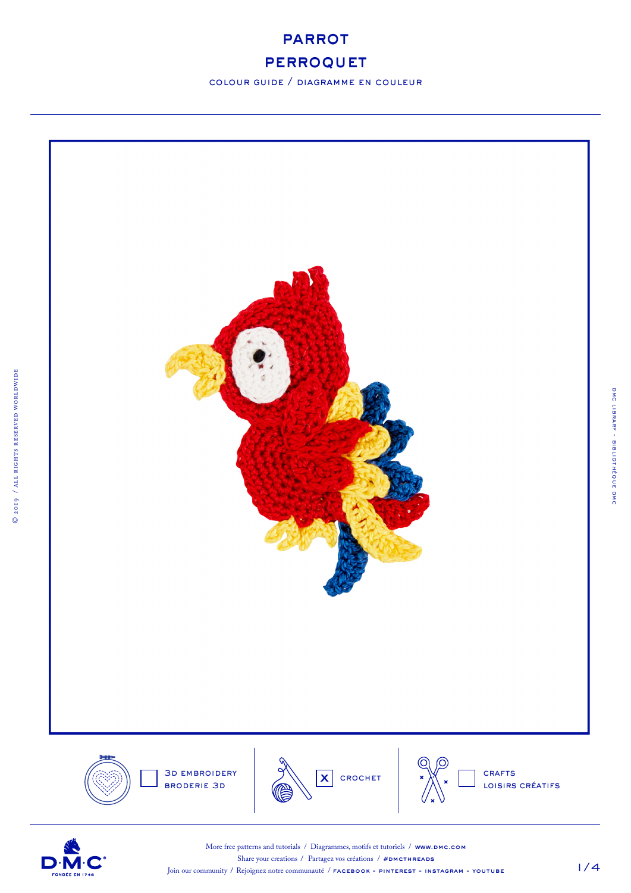# PARROT
# PERROQUET

COLOUR GUIDE / DIAGRAMME EN COULEUR

- [ ] 3D EMBROIDERY / BRODERIE 3D
- [x] CROCHET
- [ ] CRAFTS / LOISIRS CRÉATIFS

More free patterns and tutorials / Diagrammes, motifs et tutoriels / www.dmc.com
Share your creations / Partagez vos créations / #DMCTHREADS
Join our community / Rejoignez notre communauté / FACEBOOK - PINTEREST - INSTAGRAM - YOUTUBE

© 2019 / ALL RIGHTS RESERVED WORLDWIDE

DMC LIBRARY - BIBLIOTHÈQUE DMC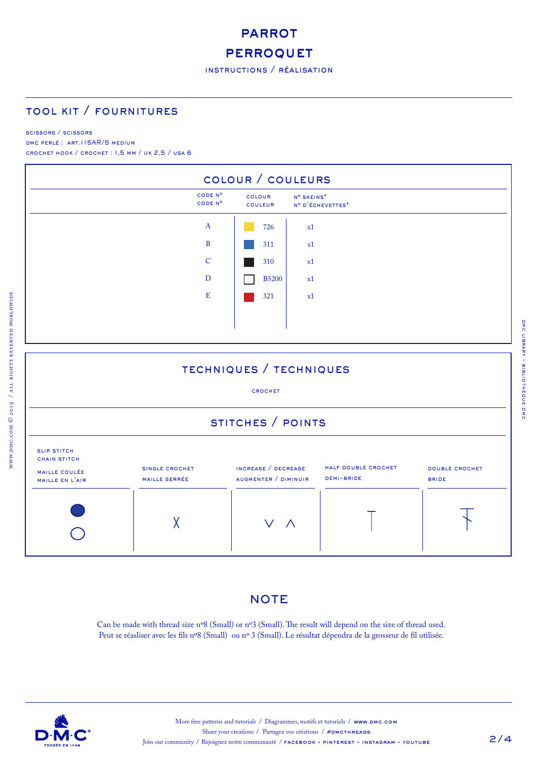# PARROT
# PERROQUET

INSTRUCTIONS / RÉALISATION

## TOOL KIT / FOURNITURES

SCISSORS / SCISSORS
DMC PERLÉ : ART.115AR/5 MEDIUM
CROCHET HOOK / CROCHET : 1,5 MM / UK 2,5 / USA 6

## COLOUR / COULEURS

| CODE Nº / CODE Nº | COLOUR / COULEUR | Nº SKEINS* / Nº D'ÉCHEVETTES* |
|---|---|---|
| A | 726 | x1 |
| B | 311 | x1 |
| C | 310 | x1 |
| D | B5200 | x1 |
| E | 321 | x1 |

## TECHNIQUES / TECHNIQUES

CROCHET

## STITCHES / POINTS

| SLIP STITCH / CHAIN STITCH / MAILLE COULÉE / MAILLE EN L'AIR | SINGLE CROCHET / MAILLE SERRÉE | INCREASE / DECREASE / AUGMENTER / DIMINUIR | HALF DOUBLE CROCHET / DEMI-BRIDE | DOUBLE CROCHET / BRIDE |
|---|---|---|---|---|
| ● ○ | X | V Λ | T | Ŧ |

## NOTE

Can be made with thread size nº8 (Small) or nº3 (Small). The result will depend on the size of thread used.
Peut se réasliser avec les fils nº8 (Small) ou nº 3 (Small). Le résultat dépendra de la grosseur de fil utilisée.

More free patterns and tutorials / Diagrammes, motifs et tutoriels / WWW.DMC.COM
Share your creations / Partagez vos créations / #DMCTHREADS
Join our community / Rejoignez notre communauté / FACEBOOK - PINTEREST - INSTAGRAM - YOUTUBE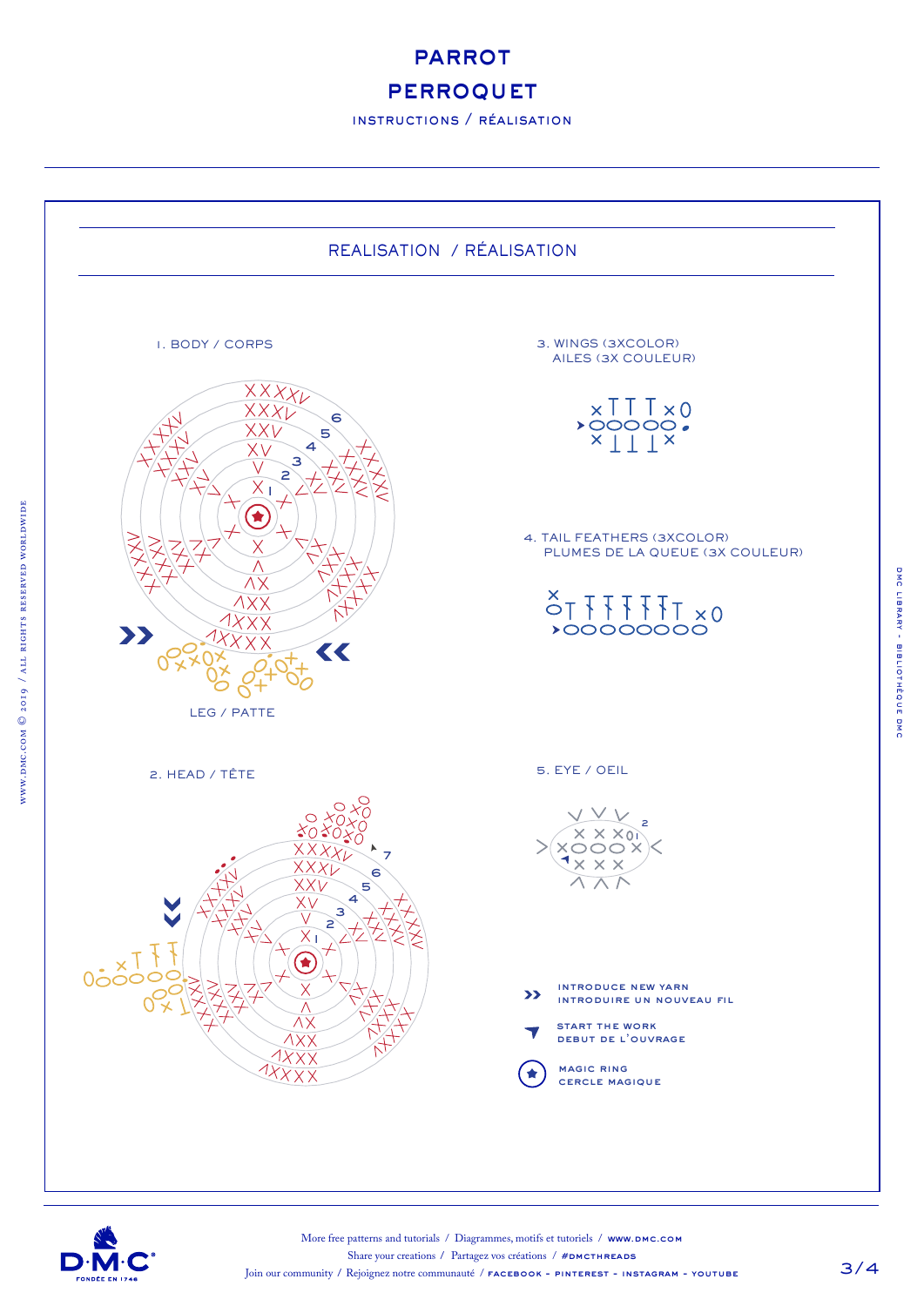# PARROT
# PERROQUET

INSTRUCTIONS / RÉALISATION

## REALISATION / RÉALISATION

1. BODY / CORPS

LEG / PATTE

2. HEAD / TÊTE

3. WINGS (3XCOLOR)
AILES (3X COULEUR)

4. TAIL FEATHERS (3XCOLOR)
PLUMES DE LA QUEUE (3X COULEUR)

5. EYE / OEIL

INTRODUCE NEW YARN
INTRODUIRE UN NOUVEAU FIL

START THE WORK
DEBUT DE L'OUVRAGE

MAGIC RING
CERCLE MAGIQUE

More free patterns and tutorials / Diagrammes, motifs et tutoriels / www.dmc.com
Share your creations / Partagez vos créations / #DMCTHREADS
Join our community / Rejoignez notre communauté / FACEBOOK - PINTEREST - INSTAGRAM - YOUTUBE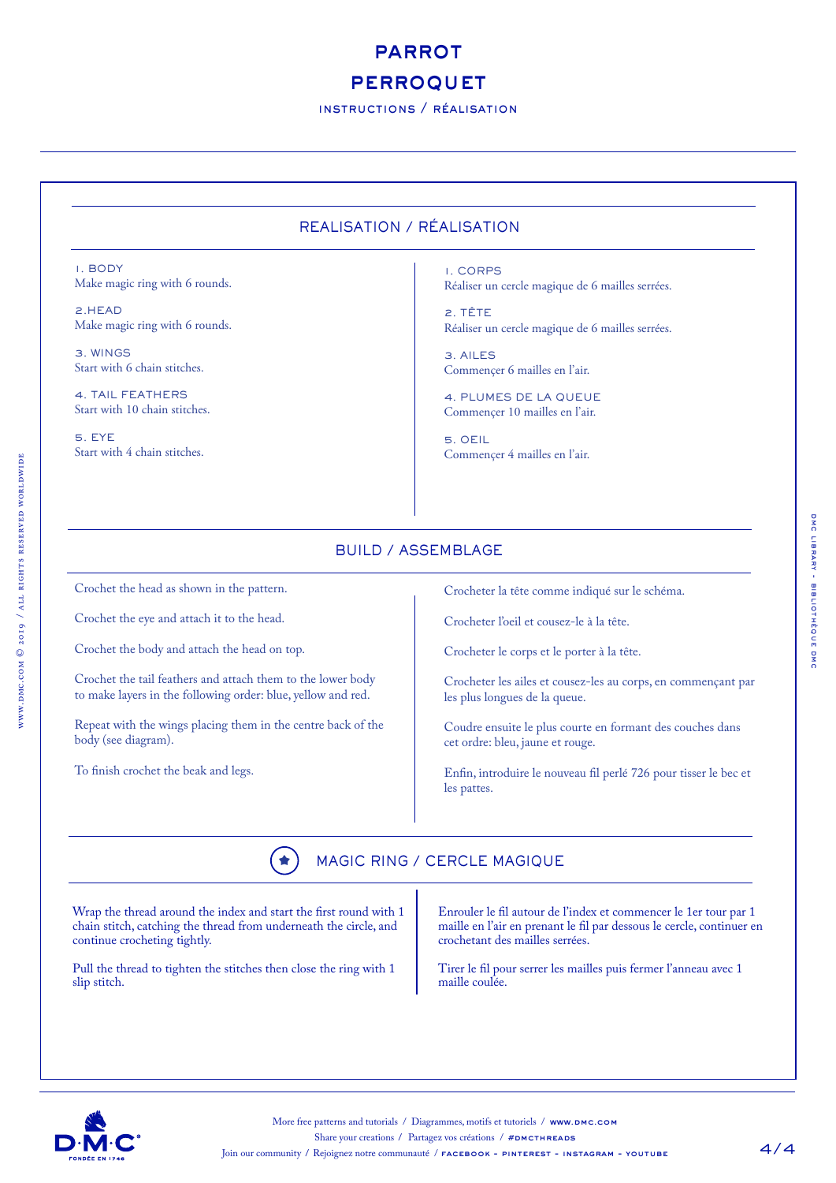# PARROT
# PERROQUET

INSTRUCTIONS / RÉALISATION

## REALISATION / RÉALISATION

1. BODY
Make magic ring with 6 rounds.

2. HEAD
Make magic ring with 6 rounds.

3. WINGS
Start with 6 chain stitches.

4. TAIL FEATHERS
Start with 10 chain stitches.

5. EYE
Start with 4 chain stitches.

1. CORPS
Réaliser un cercle magique de 6 mailles serrées.

2. TÊTE
Réaliser un cercle magique de 6 mailles serrées.

3. AILES
Commençer 6 mailles en l'air.

4. PLUMES DE LA QUEUE
Commençer 10 mailles en l'air.

5. OEIL
Commençer 4 mailles en l'air.

## BUILD / ASSEMBLAGE

Crochet the head as shown in the pattern.

Crochet the eye and attach it to the head.

Crochet the body and attach the head on top.

Crochet the tail feathers and attach them to the lower body to make layers in the following order: blue, yellow and red.

Repeat with the wings placing them in the centre back of the body (see diagram).

To finish crochet the beak and legs.

Crocheter la tête comme indiqué sur le schéma.

Crocheter l'oeil et cousez-le à la tête.

Crocheter le corps et le porter à la tête.

Crocheter les ailes et cousez-les au corps, en commençant par les plus longues de la queue.

Coudre ensuite le plus courte en formant des couches dans cet ordre: bleu, jaune et rouge.

Enfin, introduire le nouveau fil perlé 726 pour tisser le bec et les pattes.

## MAGIC RING / CERCLE MAGIQUE

Wrap the thread around the index and start the first round with 1 chain stitch, catching the thread from underneath the circle, and continue crocheting tightly.

Pull the thread to tighten the stitches then close the ring with 1 slip stitch.

Enrouler le fil autour de l'index et commencer le 1er tour par 1 maille en l'air en prenant le fil par dessous le cercle, continuer en crochetant des mailles serrées.

Tirer le fil pour serrer les mailles puis fermer l'anneau avec 1 maille coulée.

More free patterns and tutorials / Diagrammes, motifs et tutoriels / WWW.DMC.COM
Share your creations / Partagez vos créations / #DMCTHREADS
Join our community / Rejoignez notre communauté / FACEBOOK - PINTEREST - INSTAGRAM - YOUTUBE